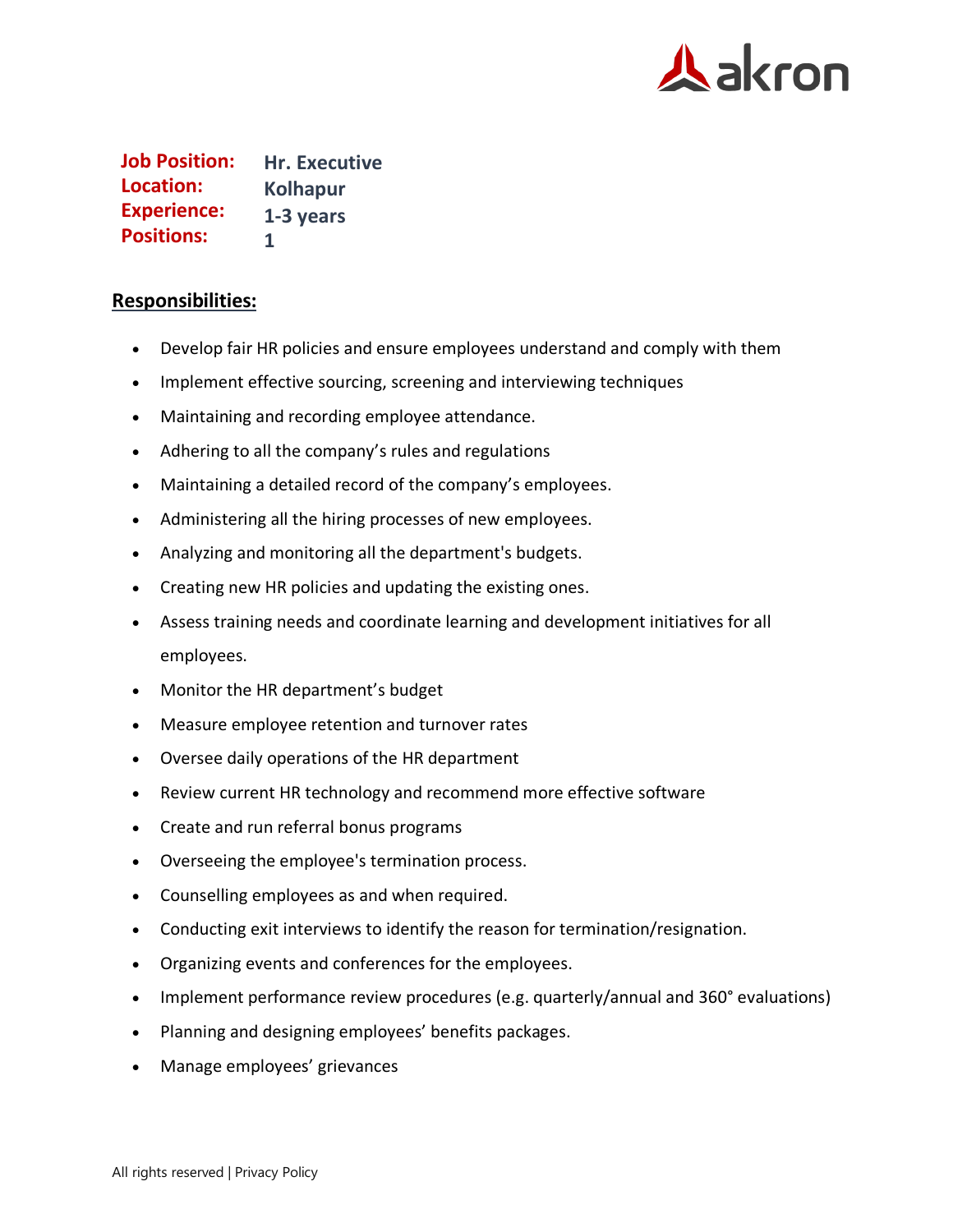**Job Position:** Hr. Executive
**Location:** Kolhapur
**Experience:** 1-3 years
**Positions:** 1

## Responsibilities:

- Develop fair HR policies and ensure employees understand and comply with them
- Implement effective sourcing, screening and interviewing techniques
- Maintaining and recording employee attendance.
- Adhering to all the company's rules and regulations
- Maintaining a detailed record of the company's employees.
- Administering all the hiring processes of new employees.
- Analyzing and monitoring all the department's budgets.
- Creating new HR policies and updating the existing ones.
- Assess training needs and coordinate learning and development initiatives for all employees.
- Monitor the HR department's budget
- Measure employee retention and turnover rates
- Oversee daily operations of the HR department
- Review current HR technology and recommend more effective software
- Create and run referral bonus programs
- Overseeing the employee's termination process.
- Counselling employees as and when required.
- Conducting exit interviews to identify the reason for termination/resignation.
- Organizing events and conferences for the employees.
- Implement performance review procedures (e.g. quarterly/annual and 360° evaluations)
- Planning and designing employees' benefits packages.
- Manage employees' grievances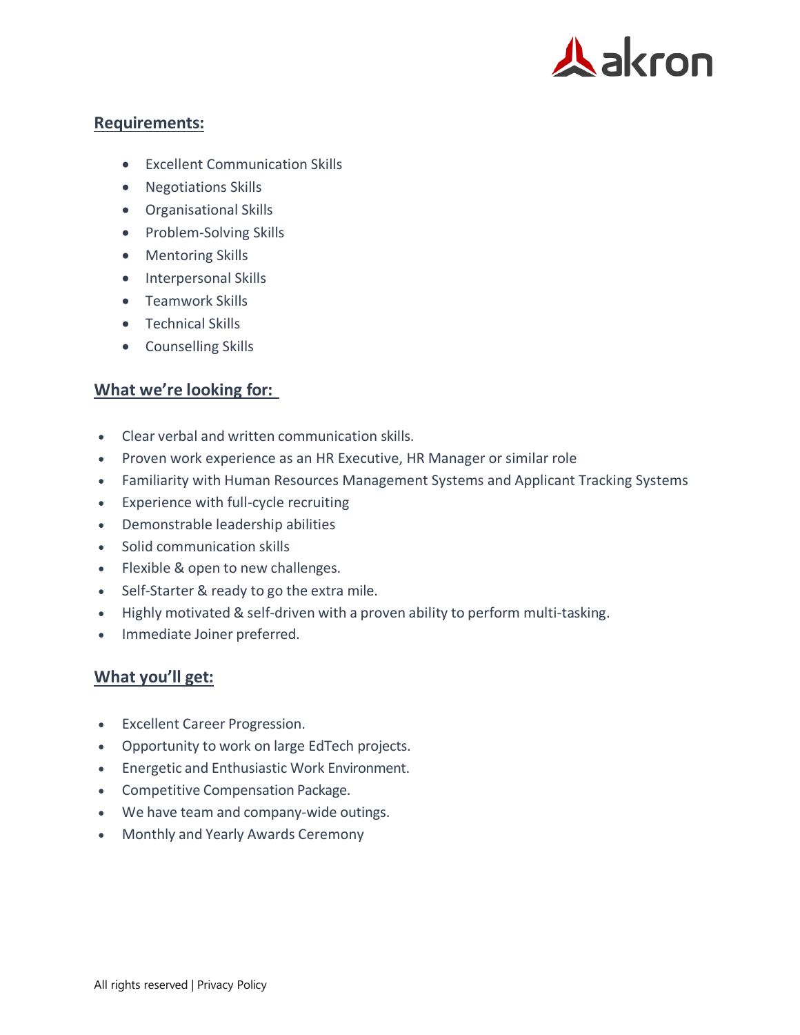## Requirements:

- Excellent Communication Skills
- Negotiations Skills
- Organisational Skills
- Problem-Solving Skills
- Mentoring Skills
- Interpersonal Skills
- Teamwork Skills
- Technical Skills
- Counselling Skills

## What we're looking for:

- Clear verbal and written communication skills.
- Proven work experience as an HR Executive, HR Manager or similar role
- Familiarity with Human Resources Management Systems and Applicant Tracking Systems
- Experience with full-cycle recruiting
- Demonstrable leadership abilities
- Solid communication skills
- Flexible & open to new challenges.
- Self-Starter & ready to go the extra mile.
- Highly motivated & self-driven with a proven ability to perform multi-tasking.
- Immediate Joiner preferred.

## What you'll get:

- Excellent Career Progression.
- Opportunity to work on large EdTech projects.
- Energetic and Enthusiastic Work Environment.
- Competitive Compensation Package.
- We have team and company-wide outings.
- Monthly and Yearly Awards Ceremony